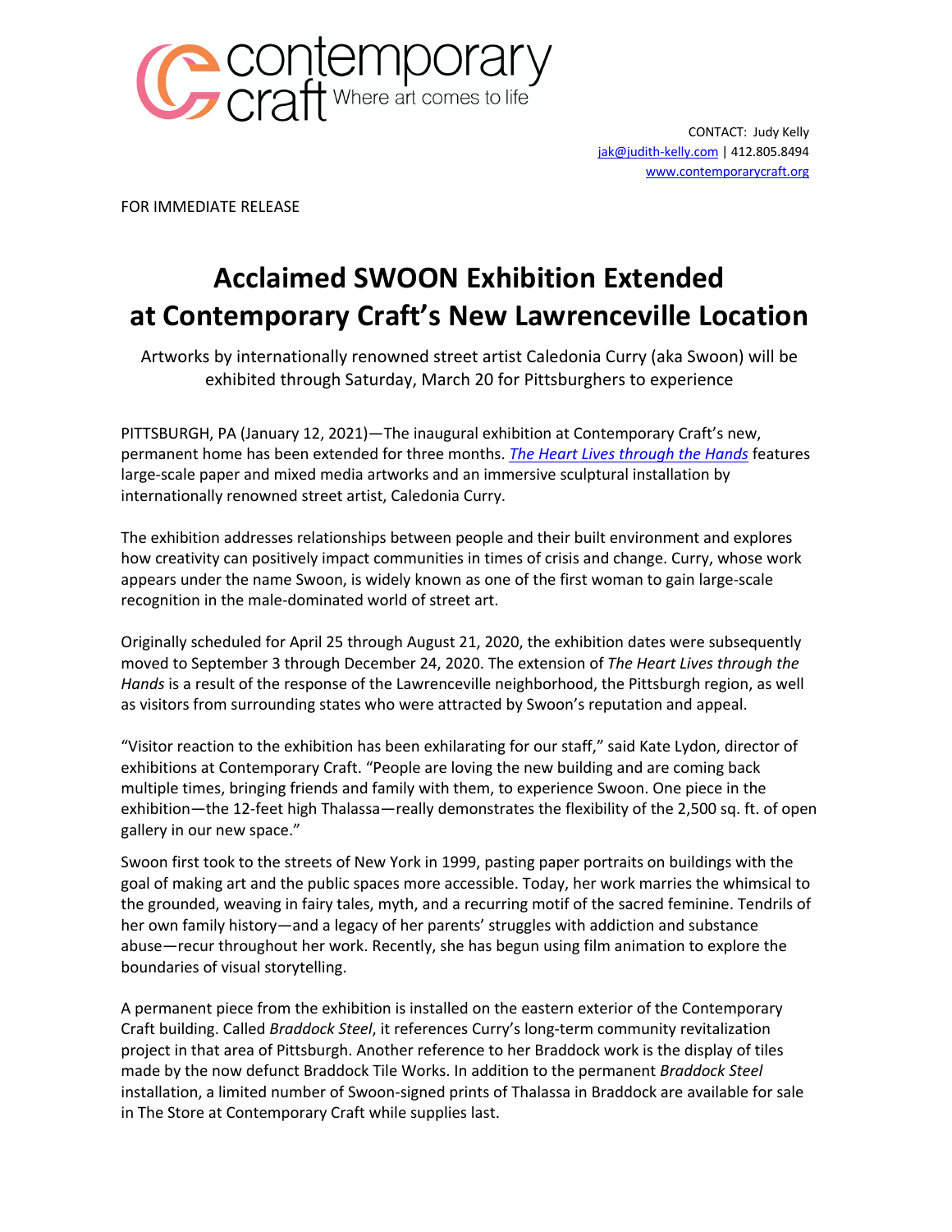contemporary craft Where art comes to life

CONTACT: Judy Kelly
jak@judith-kelly.com | 412.805.8494
www.contemporarycraft.org

FOR IMMEDIATE RELEASE

# Acclaimed SWOON Exhibition Extended at Contemporary Craft's New Lawrenceville Location

Artworks by internationally renowned street artist Caledonia Curry (aka Swoon) will be exhibited through Saturday, March 20 for Pittsburghers to experience

PITTSBURGH, PA (January 12, 2021)—The inaugural exhibition at Contemporary Craft's new, permanent home has been extended for three months. *The Heart Lives through the Hands* features large-scale paper and mixed media artworks and an immersive sculptural installation by internationally renowned street artist, Caledonia Curry.

The exhibition addresses relationships between people and their built environment and explores how creativity can positively impact communities in times of crisis and change. Curry, whose work appears under the name Swoon, is widely known as one of the first woman to gain large-scale recognition in the male-dominated world of street art.

Originally scheduled for April 25 through August 21, 2020, the exhibition dates were subsequently moved to September 3 through December 24, 2020. The extension of *The Heart Lives through the Hands* is a result of the response of the Lawrenceville neighborhood, the Pittsburgh region, as well as visitors from surrounding states who were attracted by Swoon's reputation and appeal.

"Visitor reaction to the exhibition has been exhilarating for our staff," said Kate Lydon, director of exhibitions at Contemporary Craft. "People are loving the new building and are coming back multiple times, bringing friends and family with them, to experience Swoon. One piece in the exhibition—the 12-feet high Thalassa—really demonstrates the flexibility of the 2,500 sq. ft. of open gallery in our new space."

Swoon first took to the streets of New York in 1999, pasting paper portraits on buildings with the goal of making art and the public spaces more accessible. Today, her work marries the whimsical to the grounded, weaving in fairy tales, myth, and a recurring motif of the sacred feminine. Tendrils of her own family history—and a legacy of her parents' struggles with addiction and substance abuse—recur throughout her work. Recently, she has begun using film animation to explore the boundaries of visual storytelling.

A permanent piece from the exhibition is installed on the eastern exterior of the Contemporary Craft building. Called *Braddock Steel*, it references Curry's long-term community revitalization project in that area of Pittsburgh. Another reference to her Braddock work is the display of tiles made by the now defunct Braddock Tile Works. In addition to the permanent *Braddock Steel* installation, a limited number of Swoon-signed prints of Thalassa in Braddock are available for sale in The Store at Contemporary Craft while supplies last.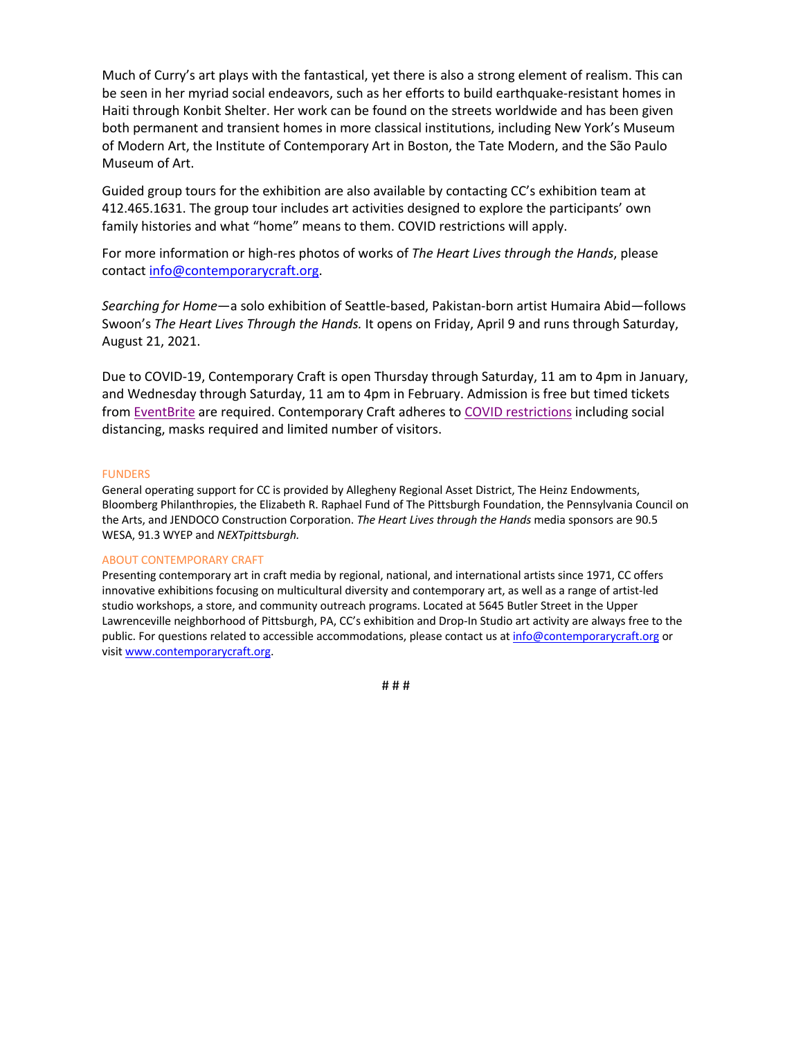Much of Curry's art plays with the fantastical, yet there is also a strong element of realism. This can be seen in her myriad social endeavors, such as her efforts to build earthquake-resistant homes in Haiti through Konbit Shelter. Her work can be found on the streets worldwide and has been given both permanent and transient homes in more classical institutions, including New York's Museum of Modern Art, the Institute of Contemporary Art in Boston, the Tate Modern, and the São Paulo Museum of Art.

Guided group tours for the exhibition are also available by contacting CC's exhibition team at 412.465.1631. The group tour includes art activities designed to explore the participants' own family histories and what "home" means to them. COVID restrictions will apply.

For more information or high-res photos of works of *The Heart Lives through the Hands*, please contact info@contemporarycraft.org.

*Searching for Home*—a solo exhibition of Seattle-based, Pakistan-born artist Humaira Abid—follows Swoon's *The Heart Lives Through the Hands.* It opens on Friday, April 9 and runs through Saturday, August 21, 2021.

Due to COVID-19, Contemporary Craft is open Thursday through Saturday, 11 am to 4pm in January, and Wednesday through Saturday, 11 am to 4pm in February. Admission is free but timed tickets from EventBrite are required. Contemporary Craft adheres to COVID restrictions including social distancing, masks required and limited number of visitors.

FUNDERS

General operating support for CC is provided by Allegheny Regional Asset District, The Heinz Endowments, Bloomberg Philanthropies, the Elizabeth R. Raphael Fund of The Pittsburgh Foundation, the Pennsylvania Council on the Arts, and JENDOCO Construction Corporation. *The Heart Lives through the Hands* media sponsors are 90.5 WESA, 91.3 WYEP and *NEXTpittsburgh.*

ABOUT CONTEMPORARY CRAFT

Presenting contemporary art in craft media by regional, national, and international artists since 1971, CC offers innovative exhibitions focusing on multicultural diversity and contemporary art, as well as a range of artist-led studio workshops, a store, and community outreach programs. Located at 5645 Butler Street in the Upper Lawrenceville neighborhood of Pittsburgh, PA, CC's exhibition and Drop-In Studio art activity are always free to the public. For questions related to accessible accommodations, please contact us at info@contemporarycraft.org or visit www.contemporarycraft.org.

# # #